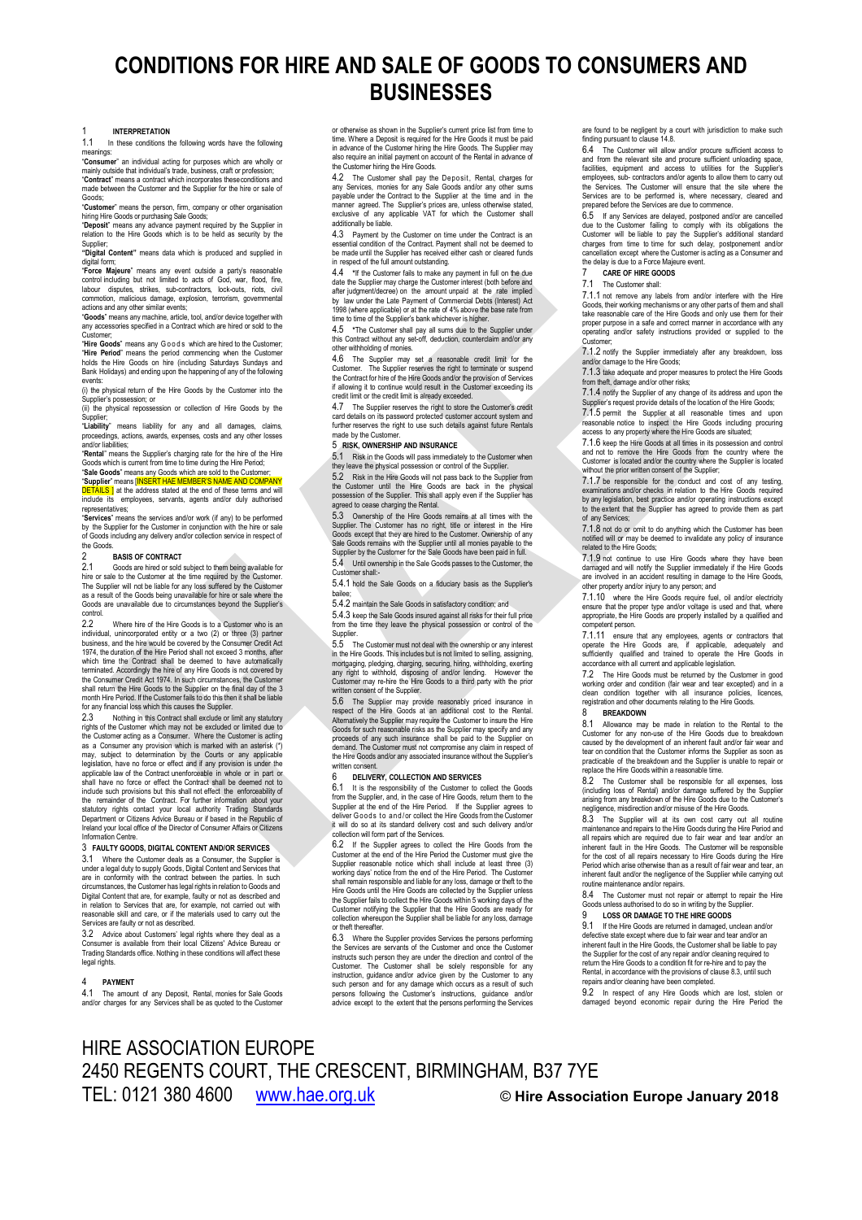# CONDITIONS FOR HIRE AND SALE OF GOODS TO CONSUMERS AND BUSINESSES

## 1 INTERPRETATION

1.1 In these conditions the following words have the following meanings:

"**Consumer**" an individual acting for purposes which are wholly or mainly outside that individual's trade, business, craft or profession;

"**Contract**" means a contract which incorporates these conditions and made between the Customer and the Supplier for the hire or sale of Goods;

"**Customer**" means the person, firm, company or other organisation hiring Hire Goods or purchasing Sale Goods;

"**Deposit**" means any advance payment required by the Supplier in relation to the Hire Goods which is to be held as security by the Supplier;

**"Digital Content"** means data which is produced and supplied in digital form;

"**Force Majeure**" means any event outside a party's reasonable control including but not limited to acts of God, war, flood, fire, labour disputes, strikes, sub-contractors, lock-outs, riots, civil commotion, malicious damage, explosion, terrorism, governmental actions and any other similar events;

"**Goods**" means any machine, article, tool, and/or device together with any accessories specified in a Contract which are hired or sold to the Customer;

"**Hire Goods**" means any Goods which are hired to the Customer;

"**Hire Period**" means the period commencing when the Customer holds the Hire Goods on hire (including Saturdays Sundays and Bank Holidays) and ending upon the happening of any of the following events:

(i) the physical return of the Hire Goods by the Customer into the Supplier's possession; or

(ii) the physical repossession or collection of Hire Goods by the Supplier;

"**Liability**" means liability for any and all damages, claims, proceedings, actions, awards, expenses, costs and any other losses and/or liabilities;

"**Rental**" means the Supplier's charging rate for the hire of the Hire Goods which is current from time to time during the Hire Period;

"**Sale Goods**" means any Goods which are sold to the Customer;

"**Supplier**" means [INSERT HAE MEMBER'S NAME AND COMPANY DETAILS ] at the address stated at the end of these terms and will include its employees, servants, agents and/or duly authorised representatives;

"**Services**" means the services and/or work (if any) to be performed by the Supplier for the Customer in conjunction with the hire or sale of Goods including any delivery and/or collection service in respect of the Goods.

## 2 BASIS OF CONTRACT

2.1 Goods are hired or sold subject to them being available for hire or sale to the Customer at the time required by the Customer. The Supplier will not be liable for any loss suffered by the Customer as a result of the Goods being unavailable for hire or sale where the Goods are unavailable due to circumstances beyond the Supplier's control.

2.2 Where hire of the Hire Goods is to a Customer who is an individual, unincorporated entity or a two (2) or three (3) partner business, and the hire would be covered by the Consumer Credit Act 1974, the duration of the Hire Period shall not exceed 3 months, after which time the Contract shall be deemed to have automatically terminated. Accordingly the hire of any Hire Goods is not covered by the Consumer Credit Act 1974. In such circumstances, the Customer shall return the Hire Goods to the Supplier on the final day of the 3 month Hire Period. If the Customer fails to do this then it shall be liable for any financial loss which this causes the Supplier.

2.3 Nothing in this Contract shall exclude or limit any statutory rights of the Customer which may not be excluded or limited due to the Customer acting as a Consumer. Where the Customer is acting as a Consumer any provision which is marked with an asterisk (*) may, subject to determination by the Courts or any applicable legislation, have no force or effect and if any provision is under the applicable law of the Contract unenforceable in whole or in part or shall have no force or effect the Contract shall be deemed not to include such provisions but this shall not effect the enforceability of the remainder of the Contract. For further information about your statutory rights contact your local authority Trading Standards Department or Citizens Advice Bureau or if based in the Republic of Ireland your local office of the Director of Consumer Affairs or Citizens Information Centre.

## 3 FAULTY GOODS, DIGITAL CONTENT AND/OR SERVICES

3.1 Where the Customer deals as a Consumer, the Supplier is under a legal duty to supply Goods, Digital Content and Services that are in conformity with the contract between the parties. In such circumstances, the Customer has legal rights in relation to Goods and Digital Content that are, for example, faulty or not as described and in relation to Services that are, for example, not carried out with reasonable skill and care, or if the materials used to carry out the Services are faulty or not as described.

3.2 Advice about Customers' legal rights where they deal as a Consumer is available from their local Citizens' Advice Bureau or Trading Standards office. Nothing in these conditions will affect these legal rights.

## 4 PAYMENT

4.1 The amount of any Deposit, Rental, monies for Sale Goods and/or charges for any Services shall be as quoted to the Customer or otherwise as shown in the Supplier's current price list from time to time. Where a Deposit is required for the Hire Goods it must be paid in advance of the Customer hiring the Hire Goods. The Supplier may also require an initial payment on account of the Rental in advance of the Customer hiring the Hire Goods.

4.2 The Customer shall pay the Deposit, Rental, charges for any Services, monies for any Sale Goods and/or any other sums payable under the Contract to the Supplier at the time and in the manner agreed. The Supplier's prices are, unless otherwise stated, exclusive of any applicable VAT for which the Customer shall additionally be liable.

4.3 Payment by the Customer on time under the Contract is an essential condition of the Contract. Payment shall not be deemed to be made until the Supplier has received either cash or cleared funds in respect of the full amount outstanding.

4.4 *If the Customer fails to make any payment in full on the due date the Supplier may charge the Customer interest (both before and after judgment/decree) on the amount unpaid at the rate implied by law under the Late Payment of Commercial Debts (Interest) Act 1998 (where applicable) or at the rate of 4% above the base rate from time to time of the Supplier's bank whichever is higher.

4.5 *The Customer shall pay all sums due to the Supplier under this Contract without any set-off, deduction, counterclaim and/or any other withholding of monies.

4.6 The Supplier may set a reasonable credit limit for the Customer. The Supplier reserves the right to terminate or suspend the Contract for hire of the Hire Goods and/or the provision of Services if allowing it to continue would result in the Customer exceeding its credit limit or the credit limit is already exceeded.

4.7 The Supplier reserves the right to store the Customer's credit card details on its password protected customer account system and further reserves the right to use such details against future Rentals made by the Customer.

## 5 RISK, OWNERSHIP AND INSURANCE

5.1 Risk in the Goods will pass immediately to the Customer when they leave the physical possession or control of the Supplier.

5.2 Risk in the Hire Goods will not pass back to the Supplier from the Customer until the Hire Goods are back in the physical possession of the Supplier. This shall apply even if the Supplier has agreed to cease charging the Rental.

5.3 Ownership of the Hire Goods remains at all times with the Supplier. The Customer has no right, title or interest in the Hire Goods except that they are hired to the Customer. Ownership of any Sale Goods remains with the Supplier until all monies payable to the Supplier by the Customer for the Sale Goods have been paid in full.

5.4 Until ownership in the Sale Goods passes to the Customer, the Customer shall:-

5.4.1 hold the Sale Goods on a fiduciary basis as the Supplier's bailee;

5.4.2 maintain the Sale Goods in satisfactory condition; and

5.4.3 keep the Sale Goods insured against all risks for their full price from the time they leave the physical possession or control of the Supplier.

5.5 The Customer must not deal with the ownership or any interest in the Hire Goods. This includes but is not limited to selling, assigning, mortgaging, pledging, charging, securing, hiring, withholding, exerting any right to withhold, disposing of and/or lending. However the Customer may re-hire the Hire Goods to a third party with the prior written consent of the Supplier.

5.6 The Supplier may provide reasonably priced insurance in respect of the Hire Goods at an additional cost to the Rental. Alternatively the Supplier may require the Customer to insure the Hire Goods for such reasonable risks as the Supplier may specify and any proceeds of any such insurance shall be paid to the Supplier on demand. The Customer must not compromise any claim in respect of the Hire Goods and/or any associated insurance without the Supplier's written consent.

## 6 DELIVERY, COLLECTION AND SERVICES

6.1 It is the responsibility of the Customer to collect the Goods from the Supplier, and, in the case of Hire Goods, return them to the Supplier at the end of the Hire Period. If the Supplier agrees to deliver Goods to and/or collect the Hire Goods from the Customer it will do so at its standard delivery cost and such delivery and/or collection will form part of the Services.

6.2 If the Supplier agrees to collect the Hire Goods from the Customer at the end of the Hire Period the Customer must give the Supplier reasonable notice which shall include at least three (3) working days' notice from the end of the Hire Period. The Customer shall remain responsible and liable for any loss, damage or theft to the Hire Goods until the Hire Goods are collected by the Supplier unless the Supplier fails to collect the Hire Goods within 5 working days of the Customer notifying the Supplier that the Hire Goods are ready for collection whereupon the Supplier shall be liable for any loss, damage or theft thereafter.

6.3 Where the Supplier provides Services the persons performing the Services are servants of the Customer and once the Customer instructs such person they are under the direction and control of the Customer. The Customer shall be solely responsible for any instruction, guidance and/or advice given by the Customer to any such person and for any damage which occurs as a result of such persons following the Customer's instructions, guidance and/or advice except to the extent that the persons performing the Services are found to be negligent by a court with jurisdiction to make such finding pursuant to clause 14.8.

6.4 The Customer will allow and/or procure sufficient access to and from the relevant site and procure sufficient unloading space, facilities, equipment and access to utilities for the Supplier's employees, sub- contractors and/or agents to allow them to carry out the Services. The Customer will ensure that the site where the Services are to be performed is, where necessary, cleared and prepared before the Services are due to commence.

6.5 If any Services are delayed, postponed and/or are cancelled due to the Customer failing to comply with its obligations the Customer will be liable to pay the Supplier's additional standard charges from time to time for such delay, postponement and/or cancellation except where the Customer is acting as a Consumer and the delay is due to a Force Majeure event.

## 7 CARE OF HIRE GOODS

7.1 The Customer shall:

7.1.1 not remove any labels from and/or interfere with the Hire Goods, their working mechanisms or any other parts of them and shall take reasonable care of the Hire Goods and only use them for their proper purpose in a safe and correct manner in accordance with any operating and/or safety instructions provided or supplied to the Customer;

7.1.2 notify the Supplier immediately after any breakdown, loss and/or damage to the Hire Goods;

7.1.3 take adequate and proper measures to protect the Hire Goods from theft, damage and/or other risks;

7.1.4 notify the Supplier of any change of its address and upon the Supplier's request provide details of the location of the Hire Goods;

7.1.5 permit the Supplier at all reasonable times and upon reasonable notice to inspect the Hire Goods including procuring access to any property where the Hire Goods are situated;

7.1.6 keep the Hire Goods at all times in its possession and control and not to remove the Hire Goods from the country where the Customer is located and/or the country where the Supplier is located without the prior written consent of the Supplier;

7.1.7 be responsible for the conduct and cost of any testing, examinations and/or checks in relation to the Hire Goods required by any legislation, best practice and/or operating instructions except to the extent that the Supplier has agreed to provide them as part of any Services;

7.1.8 not do or omit to do anything which the Customer has been notified will or may be deemed to invalidate any policy of insurance related to the Hire Goods;

7.1.9 not continue to use Hire Goods where they have been damaged and will notify the Supplier immediately if the Hire Goods are involved in an accident resulting in damage to the Hire Goods, other property and/or injury to any person; and

7.1.10 where the Hire Goods require fuel, oil and/or electricity ensure that the proper type and/or voltage is used and that, where appropriate, the Hire Goods are properly installed by a qualified and competent person.

7.1.11 ensure that any employees, agents or contractors that operate the Hire Goods are, if applicable, adequately and sufficiently qualified and trained to operate the Hire Goods in accordance with all current and applicable legislation.

7.2 The Hire Goods must be returned by the Customer in good working order and condition (fair wear and tear excepted) and in a clean condition together with all insurance policies, licences, registration and other documents relating to the Hire Goods.

## 8 BREAKDOWN

8.1 Allowance may be made in relation to the Rental to the Customer for any non-use of the Hire Goods due to breakdown caused by the development of an inherent fault and/or fair wear and tear on condition that the Customer informs the Supplier as soon as practicable of the breakdown and the Supplier is unable to repair or replace the Hire Goods within a reasonable time.

8.2 The Customer shall be responsible for all expenses, loss (including loss of Rental) and/or damage suffered by the Supplier arising from any breakdown of the Hire Goods due to the Customer's negligence, misdirection and/or misuse of the Hire Goods.

8.3 The Supplier will at its own cost carry out all routine maintenance and repairs to the Hire Goods during the Hire Period and all repairs which are required due to fair wear and tear and/or an inherent fault in the Hire Goods. The Customer will be responsible for the cost of all repairs necessary to Hire Goods during the Hire Period which arise otherwise than as a result of fair wear and tear, an inherent fault and/or the negligence of the Supplier while carrying out routine maintenance and/or repairs.

8.4 The Customer must not repair or attempt to repair the Hire Goods unless authorised to do so in writing by the Supplier.

## 9 LOSS OR DAMAGE TO THE HIRE GOODS

9.1 If the Hire Goods are returned in damaged, unclean and/or defective state except where due to fair wear and tear and/or an inherent fault in the Hire Goods, the Customer shall be liable to pay the Supplier for the cost of any repair and/or cleaning required to return the Hire Goods to a condition fit for re-hire and to pay the Rental, in accordance with the provisions of clause 8.3, until such repairs and/or cleaning have been completed.

9.2 In respect of any Hire Goods which are lost, stolen or damaged beyond economic repair during the Hire Period the

HIRE ASSOCIATION EUROPE
2450 REGENTS COURT, THE CRESCENT, BIRMINGHAM, B37 7YE
TEL: 0121 380 4600 www.hae.org.uk © **Hire Association Europe January 2018**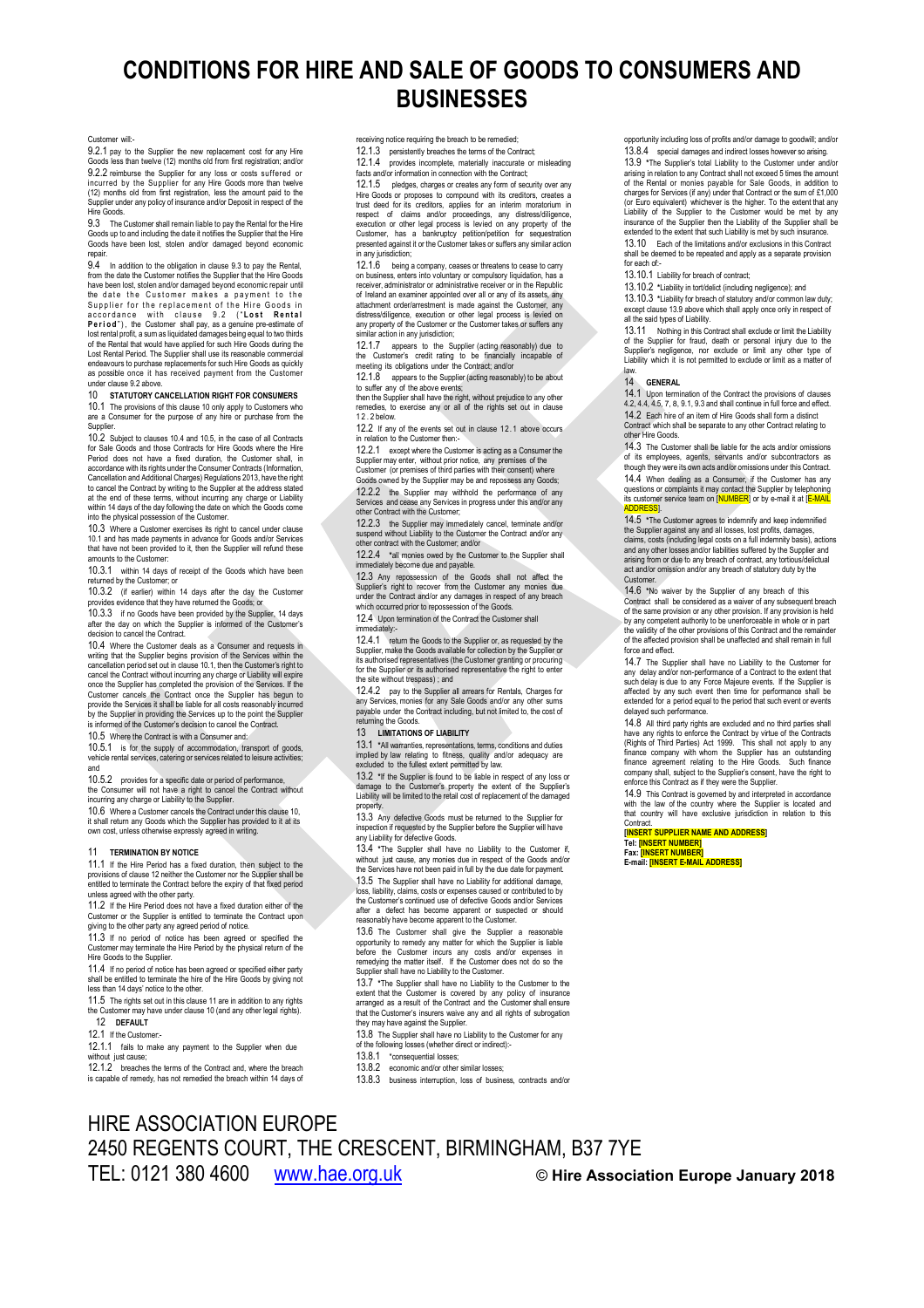# CONDITIONS FOR HIRE AND SALE OF GOODS TO CONSUMERS AND BUSINESSES

Customer will:-

9.2.1 pay to the Supplier the new replacement cost for any Hire Goods less than twelve (12) months old from first registration; and/or

9.2.2 reimburse the Supplier for any loss or costs suffered or incurred by the Supplier for any Hire Goods more than twelve (12) months old from first registration, less the amount paid to the Supplier under any policy of insurance and/or Deposit in respect of the Hire Goods.

9.3 The Customer shall remain liable to pay the Rental for the Hire Goods up to and including the date it notifies the Supplier that the Hire Goods have been lost, stolen and/or damaged beyond economic repair.

9.4 In addition to the obligation in clause 9.3 to pay the Rental, from the date the Customer notifies the Supplier that the Hire Goods have been lost, stolen and/or damaged beyond economic repair until the date the Customer makes a payment to the Supplier for the replacement of the Hire Goods in accordance with clause 9.2 ("**Lost Rental Period**"), the Customer shall pay, as a genuine pre-estimate of lost rental profit, a sum as liquidated damages being equal to two thirds of the Rental that would have applied for such Hire Goods during the Lost Rental Period. The Supplier shall use its reasonable commercial endeavours to purchase replacements for such Hire Goods as quickly as possible once it has received payment from the Customer under clause 9.2 above.

## 10 STATUTORY CANCELLATION RIGHT FOR CONSUMERS

10.1 The provisions of this clause 10 only apply to Customers who are a Consumer for the purpose of any hire or purchase from the Supplier.

10.2 Subject to clauses 10.4 and 10.5, in the case of all Contracts for Sale Goods and those Contracts for Hire Goods where the Hire Period does not have a fixed duration, the Customer shall, in accordance with its rights under the Consumer Contracts (Information, Cancellation and Additional Charges) Regulations 2013, have the right to cancel the Contract by writing to the Supplier at the address stated at the end of these terms, without incurring any charge or Liability within 14 days of the day following the date on which the Goods come into the physical possession of the Customer.

10.3 Where a Customer exercises its right to cancel under clause 10.1 and has made payments in advance for Goods and/or Services that have not been provided to it, then the Supplier will refund these amounts to the Customer:

10.3.1 within 14 days of receipt of the Goods which have been returned by the Customer; or

10.3.2 (if earlier) within 14 days after the day the Customer provides evidence that they have returned the Goods; or

10.3.3 if no Goods have been provided by the Supplier, 14 days after the day on which the Supplier is informed of the Customer's decision to cancel the Contract.

10.4 Where the Customer deals as a Consumer and requests in writing that the Supplier begins provision of the Services within the cancellation period set out in clause 10.1, then the Customer's right to cancel the Contract without incurring any charge or Liability will expire once the Supplier has completed the provision of the Services. If the Customer cancels the Contract once the Supplier has begun to provide the Services it shall be liable for all costs reasonably incurred by the Supplier in providing the Services up to the point the Supplier is informed of the Customer's decision to cancel the Contract.

10.5 Where the Contract is with a Consumer and:

10.5.1 is for the supply of accommodation, transport of goods, vehicle rental services, catering or services related to leisure activities; and

10.5.2 provides for a specific date or period of performance, the Consumer will not have a right to cancel the Contract without incurring any charge or Liability to the Supplier.

10.6 Where a Customer cancels the Contract under this clause 10, it shall return any Goods which the Supplier has provided to it at its own cost, unless otherwise expressly agreed in writing.

## 11 TERMINATION BY NOTICE

11.1 If the Hire Period has a fixed duration, then subject to the provisions of clause 12 neither the Customer nor the Supplier shall be entitled to terminate the Contract before the expiry of that fixed period unless agreed with the other party.

11.2 If the Hire Period does not have a fixed duration either of the Customer or the Supplier is entitled to terminate the Contract upon giving to the other party any agreed period of notice.

11.3 If no period of notice has been agreed or specified the Customer may terminate the Hire Period by the physical return of the Hire Goods to the Supplier.

11.4 If no period of notice has been agreed or specified either party shall be entitled to terminate the hire of the Hire Goods by giving not less than 14 days' notice to the other.

11.5 The rights set out in this clause 11 are in addition to any rights the Customer may have under clause 10 (and any other legal rights).

## 12 DEFAULT

12.1 If the Customer:-

12.1.1 fails to make any payment to the Supplier when due without just cause;

12.1.2 breaches the terms of the Contract and, where the breach is capable of remedy, has not remedied the breach within 14 days of receiving notice requiring the breach to be remedied;

12.1.3 persistently breaches the terms of the Contract;

12.1.4 provides incomplete, materially inaccurate or misleading facts and/or information in connection with the Contract;

12.1.5 pledges, charges or creates any form of security over any Hire Goods or proposes to compound with its creditors, creates a trust deed for its creditors, applies for an interim moratorium in respect of claims and/or proceedings, any distress/diligence, execution or other legal process is levied on any property of the Customer, has a bankruptcy petition/petition for sequestration presented against it or the Customer takes or suffers any similar action in any jurisdiction;

12.1.6 being a company, ceases or threatens to cease to carry on business, enters into voluntary or compulsory liquidation, has a receiver, administrator or administrative receiver or in the Republic of Ireland an examiner appointed over all or any of its assets, any attachment order/arrestment is made against the Customer, any distress/diligence, execution or other legal process is levied on any property of the Customer or the Customer takes or suffers any similar action in any jurisdiction;

12.1.7 appears to the Supplier (acting reasonably) due to the Customer's credit rating to be financially incapable of meeting its obligations under the Contract; and/or

12.1.8 appears to the Supplier (acting reasonably) to be about to suffer any of the above events;

then the Supplier shall have the right, without prejudice to any other remedies, to exercise any or all of the rights set out in clause 12.2 below.

12.2 If any of the events set out in clause 12.1 above occurs in relation to the Customer then:-

12.2.1 except where the Customer is acting as a Consumer the Supplier may enter, without prior notice, any premises of the Customer (or premises of third parties with their consent) where Goods owned by the Supplier may be and repossess any Goods;

12.2.2 the Supplier may withhold the performance of any Services and cease any Services in progress under this and/or any other Contract with the Customer;

12.2.3 the Supplier may immediately cancel, terminate and/or suspend without Liability to the Customer the Contract and/or any other contract with the Customer; and/or

12.2.4 *all monies owed by the Customer to the Supplier shall immediately become due and payable.

12.3 Any repossession of the Goods shall not affect the Supplier's right to recover from the Customer any monies due under the Contract and/or any damages in respect of any breach which occurred prior to repossession of the Goods.

12.4 Upon termination of the Contract the Customer shall immediately:-

12.4.1 return the Goods to the Supplier or, as requested by the Supplier, make the Goods available for collection by the Supplier or its authorised representatives (the Customer granting or procuring for the Supplier or its authorised representative the right to enter the site without trespass) ; and

12.4.2 pay to the Supplier all arrears for Rentals, Charges for any Services, monies for any Sale Goods and/or any other sums payable under the Contract including, but not limited to, the cost of returning the Goods.

## 13 LIMITATIONS OF LIABILITY

13.1 *All warranties, representations, terms, conditions and duties implied by law relating to fitness, quality and/or adequacy are excluded to the fullest extent permitted by law.

13.2 *If the Supplier is found to be liable in respect of any loss or damage to the Customer's property the extent of the Supplier's Liability will be limited to the retail cost of replacement of the damaged property.

13.3 Any defective Goods must be returned to the Supplier for inspection if requested by the Supplier before the Supplier will have any Liability for defective Goods.

13.4 *The Supplier shall have no Liability to the Customer if, without just cause, any monies due in respect of the Goods and/or the Services have not been paid in full by the due date for payment.

13.5 The Supplier shall have no Liability for additional damage, loss, liability, claims, costs or expenses caused or contributed to by the Customer's continued use of defective Goods and/or Services after a defect has become apparent or suspected or should reasonably have become apparent to the Customer.

13.6 The Customer shall give the Supplier a reasonable opportunity to remedy any matter for which the Supplier is liable before the Customer incurs any costs and/or expenses in remedying the matter itself. If the Customer does not do so the Supplier shall have no Liability to the Customer.

13.7 *The Supplier shall have no Liability to the Customer to the extent that the Customer is covered by any policy of insurance arranged as a result of the Contract and the Customer shall ensure that the Customer's insurers waive any and all rights of subrogation they may have against the Supplier.

13.8 The Supplier shall have no Liability to the Customer for any of the following losses (whether direct or indirect):-

13.8.1 *consequential losses;

13.8.2 economic and/or other similar losses;

13.8.3 business interruption, loss of business, contracts and/or opportunity including loss of profits and/or damage to goodwill; and/or

13.8.4 special damages and indirect losses however so arising.

13.9 *The Supplier's total Liability to the Customer under and/or arising in relation to any Contract shall not exceed 5 times the amount of the Rental or monies payable for Sale Goods, in addition to charges for Services (if any) under that Contract or the sum of £1,000 (or Euro equivalent) whichever is the higher. To the extent that any Liability of the Supplier to the Customer would be met by any insurance of the Supplier then the Liability of the Supplier shall be extended to the extent that such Liability is met by such insurance.

13.10 Each of the limitations and/or exclusions in this Contract shall be deemed to be repeated and apply as a separate provision for each of:-

13.10.1 Liability for breach of contract;

13.10.2 *Liability in tort/delict (including negligence); and

13.10.3 *Liability for breach of statutory and/or common law duty; except clause 13.9 above which shall apply once only in respect of all the said types of Liability.

13.11 Nothing in this Contract shall exclude or limit the Liability of the Supplier for fraud, death or personal injury due to the Supplier's negligence, nor exclude or limit any other type of Liability which it is not permitted to exclude or limit as a matter of law.

## 14 GENERAL

14.1 Upon termination of the Contract the provisions of clauses 4.2, 4.4, 4.5, 7, 8, 9.1, 9.3 and shall continue in full force and effect.

14.2 Each hire of an item of Hire Goods shall form a distinct Contract which shall be separate to any other Contract relating to other Hire Goods.

14.3 The Customer shall be liable for the acts and/or omissions of its employees, agents, servants and/or subcontractors as though they were its own acts and/or omissions under this Contract.

14.4 When dealing as a Consumer, if the Customer has any questions or complaints it may contact the Supplier by telephoning its customer service team on [NUMBER] or by e-mail it at [E-MAIL ADDRESS].

14.5 *The Customer agrees to indemnify and keep indemnified the Supplier against any and all losses, lost profits, damages, claims, costs (including legal costs on a full indemnity basis), actions and any other losses and/or liabilities suffered by the Supplier and arising from or due to any breach of contract, any tortious/delictual act and/or omission and/or any breach of statutory duty by the Customer.

14.6 *No waiver by the Supplier of any breach of this Contract shall be considered as a waiver of any subsequent breach of the same provision or any other provision. If any provision is held by any competent authority to be unenforceable in whole or in part the validity of the other provisions of this Contract and the remainder of the affected provision shall be unaffected and shall remain in full force and effect.

14.7 The Supplier shall have no Liability to the Customer for any delay and/or non-performance of a Contract to the extent that such delay is due to any Force Majeure events. If the Supplier is affected by any such event then time for performance shall be extended for a period equal to the period that such event or events delayed such performance.

14.8 All third party rights are excluded and no third parties shall have any rights to enforce the Contract by virtue of the Contracts (Rights of Third Parties) Act 1999. This shall not apply to any finance company with whom the Supplier has an outstanding finance agreement relating to the Hire Goods. Such finance company shall, subject to the Supplier's consent, have the right to enforce this Contract as if they were the Supplier.

14.9 This Contract is governed by and interpreted in accordance with the law of the country where the Supplier is located and that country will have exclusive jurisdiction in relation to this Contract.

**[INSERT SUPPLIER NAME AND ADDRESS]**
**Tel: [INSERT NUMBER]**
**Fax: [INSERT NUMBER]**
**E-mail: [INSERT E-MAIL ADDRESS]**

HIRE ASSOCIATION EUROPE
2450 REGENTS COURT, THE CRESCENT, BIRMINGHAM, B37 7YE
TEL: 0121 380 4600 www.hae.org.uk **© Hire Association Europe January 2018**